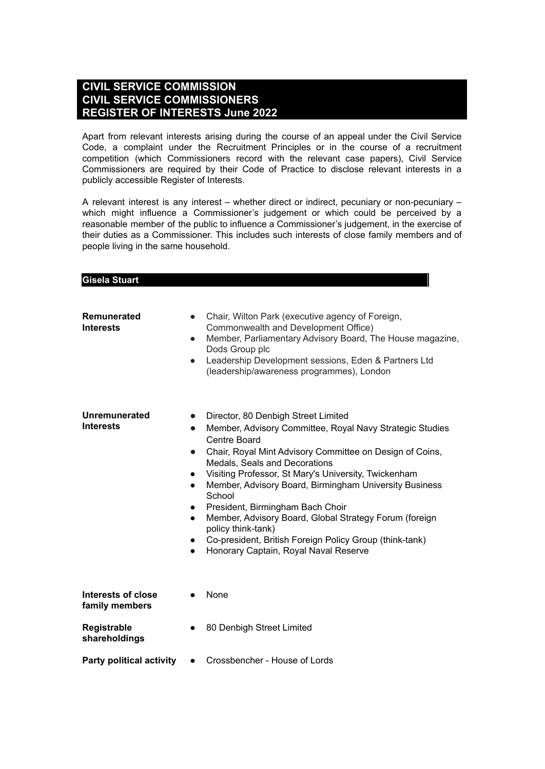# CIVIL SERVICE COMMISSION
# CIVIL SERVICE COMMISSIONERS
# REGISTER OF INTERESTS June 2022

Apart from relevant interests arising during the course of an appeal under the Civil Service Code, a complaint under the Recruitment Principles or in the course of a recruitment competition (which Commissioners record with the relevant case papers), Civil Service Commissioners are required by their Code of Practice to disclose relevant interests in a publicly accessible Register of Interests.

A relevant interest is any interest – whether direct or indirect, pecuniary or non-pecuniary – which might influence a Commissioner's judgement or which could be perceived by a reasonable member of the public to influence a Commissioner's judgement, in the exercise of their duties as a Commissioner. This includes such interests of close family members and of people living in the same household.

## Gisela Stuart

**Remunerated Interests**

- Chair, Wilton Park (executive agency of Foreign, Commonwealth and Development Office)
- Member, Parliamentary Advisory Board, The House magazine, Dods Group plc
- Leadership Development sessions, Eden & Partners Ltd (leadership/awareness programmes), London

**Unremunerated Interests**

- Director, 80 Denbigh Street Limited
- Member, Advisory Committee, Royal Navy Strategic Studies Centre Board
- Chair, Royal Mint Advisory Committee on Design of Coins, Medals, Seals and Decorations
- Visiting Professor, St Mary's University, Twickenham
- Member, Advisory Board, Birmingham University Business School
- President, Birmingham Bach Choir
- Member, Advisory Board, Global Strategy Forum (foreign policy think-tank)
- Co-president, British Foreign Policy Group (think-tank)
- Honorary Captain, Royal Naval Reserve

**Interests of close family members**

- None

**Registrable shareholdings**

- 80 Denbigh Street Limited

**Party political activity**

- Crossbencher - House of Lords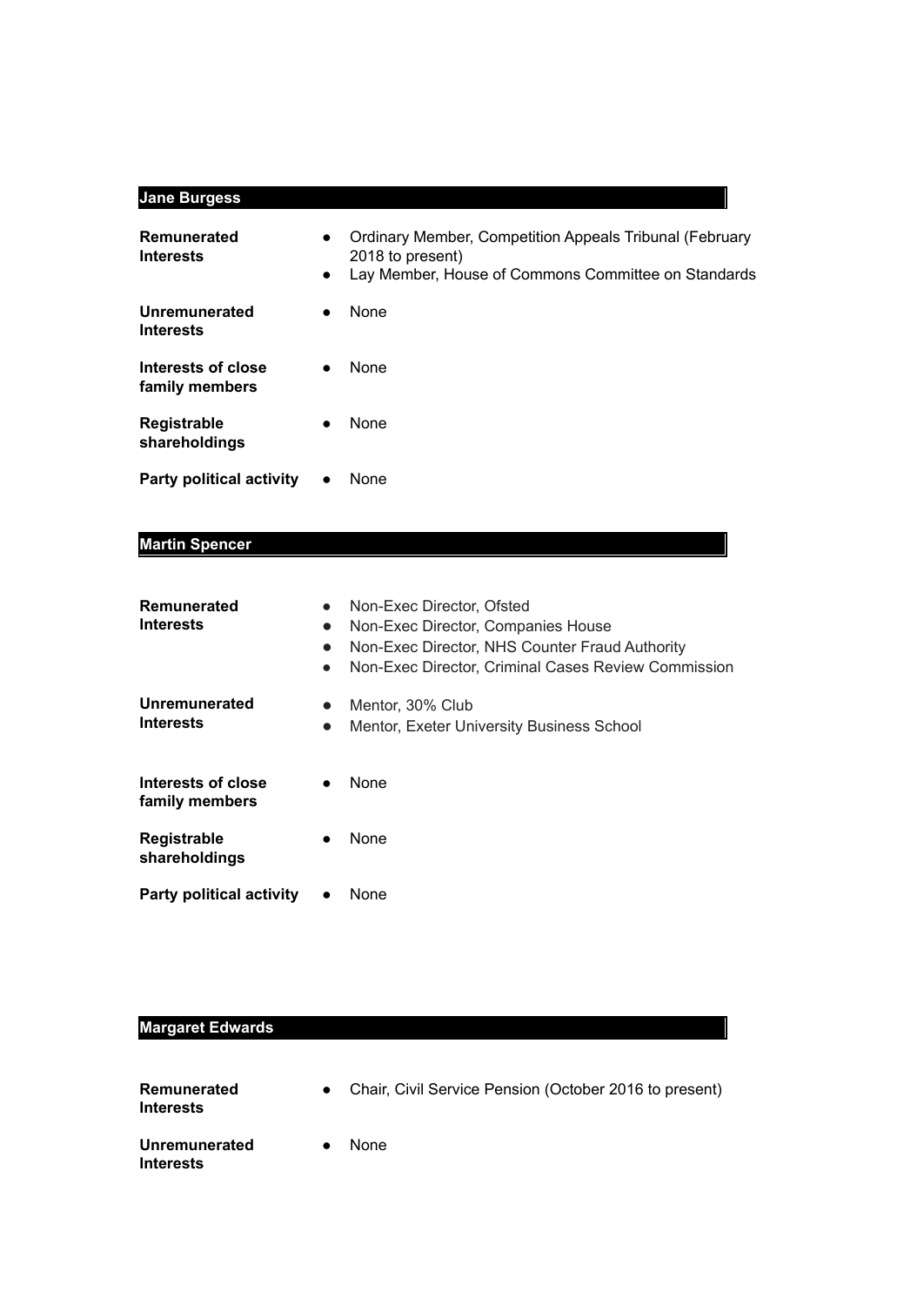## Jane Burgess

| | |
|---|---|
| **Remunerated Interests** | • Ordinary Member, Competition Appeals Tribunal (February 2018 to present)<br>• Lay Member, House of Commons Committee on Standards |
| **Unremunerated Interests** | • None |
| **Interests of close family members** | • None |
| **Registrable shareholdings** | • None |
| **Party political activity** | • None |

## Martin Spencer

| | |
|---|---|
| **Remunerated Interests** | • Non-Exec Director, Ofsted<br>• Non-Exec Director, Companies House<br>• Non-Exec Director, NHS Counter Fraud Authority<br>• Non-Exec Director, Criminal Cases Review Commission |
| **Unremunerated Interests** | • Mentor, 30% Club<br>• Mentor, Exeter University Business School |
| **Interests of close family members** | • None |
| **Registrable shareholdings** | • None |
| **Party political activity** | • None |

## Margaret Edwards

| | |
|---|---|
| **Remunerated Interests** | • Chair, Civil Service Pension (October 2016 to present) |
| **Unremunerated Interests** | • None |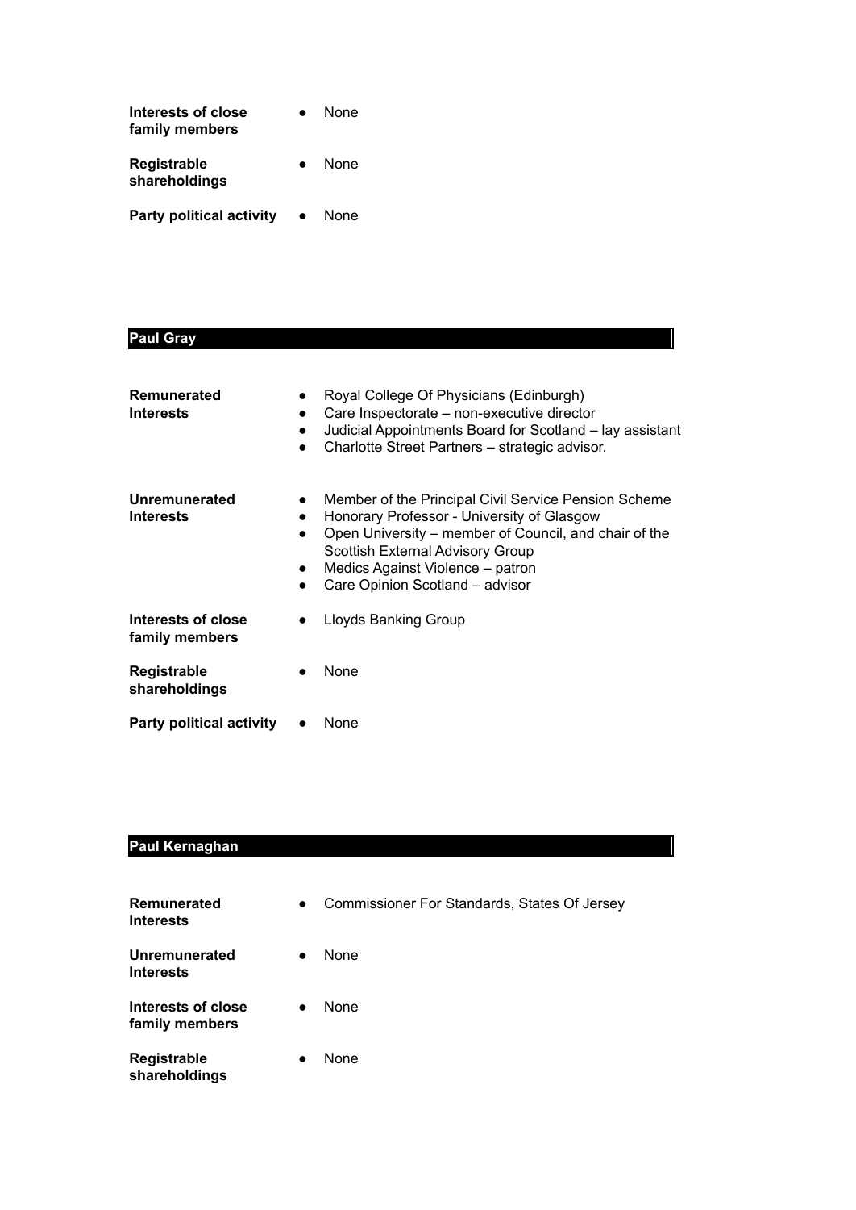**Interests of close family members**
- None

**Registrable shareholdings**
- None

**Party political activity**
- None

## Paul Gray

**Remunerated Interests**
- Royal College Of Physicians (Edinburgh)
- Care Inspectorate – non-executive director
- Judicial Appointments Board for Scotland – lay assistant
- Charlotte Street Partners – strategic advisor.

**Unremunerated Interests**
- Member of the Principal Civil Service Pension Scheme
- Honorary Professor - University of Glasgow
- Open University – member of Council, and chair of the Scottish External Advisory Group
- Medics Against Violence – patron
- Care Opinion Scotland – advisor

**Interests of close family members**
- Lloyds Banking Group

**Registrable shareholdings**
- None

**Party political activity**
- None

## Paul Kernaghan

**Remunerated Interests**
- Commissioner For Standards, States Of Jersey

**Unremunerated Interests**
- None

**Interests of close family members**
- None

**Registrable shareholdings**
- None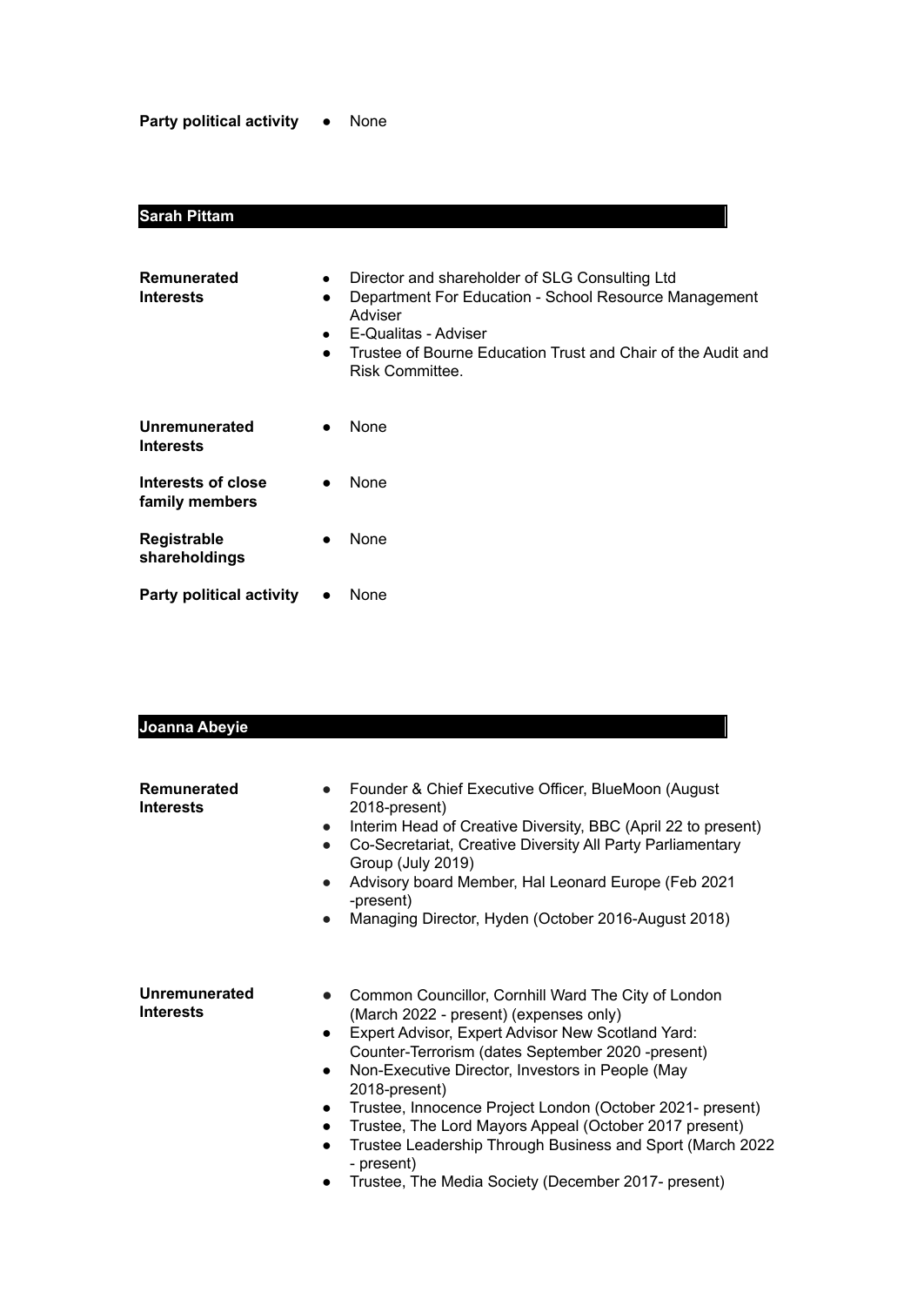**Party political activity** • None

## Sarah Pittam

**Remunerated Interests**

- Director and shareholder of SLG Consulting Ltd
- Department For Education - School Resource Management Adviser
- E-Qualitas - Adviser
- Trustee of Bourne Education Trust and Chair of the Audit and Risk Committee.

**Unremunerated Interests**

- None

**Interests of close family members**

- None

**Registrable shareholdings**

- None

**Party political activity**

- None

## Joanna Abeyie

**Remunerated Interests**

- Founder & Chief Executive Officer, BlueMoon (August 2018-present)
- Interim Head of Creative Diversity, BBC (April 22 to present)
- Co-Secretariat, Creative Diversity All Party Parliamentary Group (July 2019)
- Advisory board Member, Hal Leonard Europe (Feb 2021 -present)
- Managing Director, Hyden (October 2016-August 2018)

**Unremunerated Interests**

- Common Councillor, Cornhill Ward The City of London (March 2022 - present) (expenses only)
- Expert Advisor, Expert Advisor New Scotland Yard: Counter-Terrorism (dates September 2020 -present)
- Non-Executive Director, Investors in People (May 2018-present)
- Trustee, Innocence Project London (October 2021- present)
- Trustee, The Lord Mayors Appeal (October 2017 present)
- Trustee Leadership Through Business and Sport (March 2022 - present)
- Trustee, The Media Society (December 2017- present)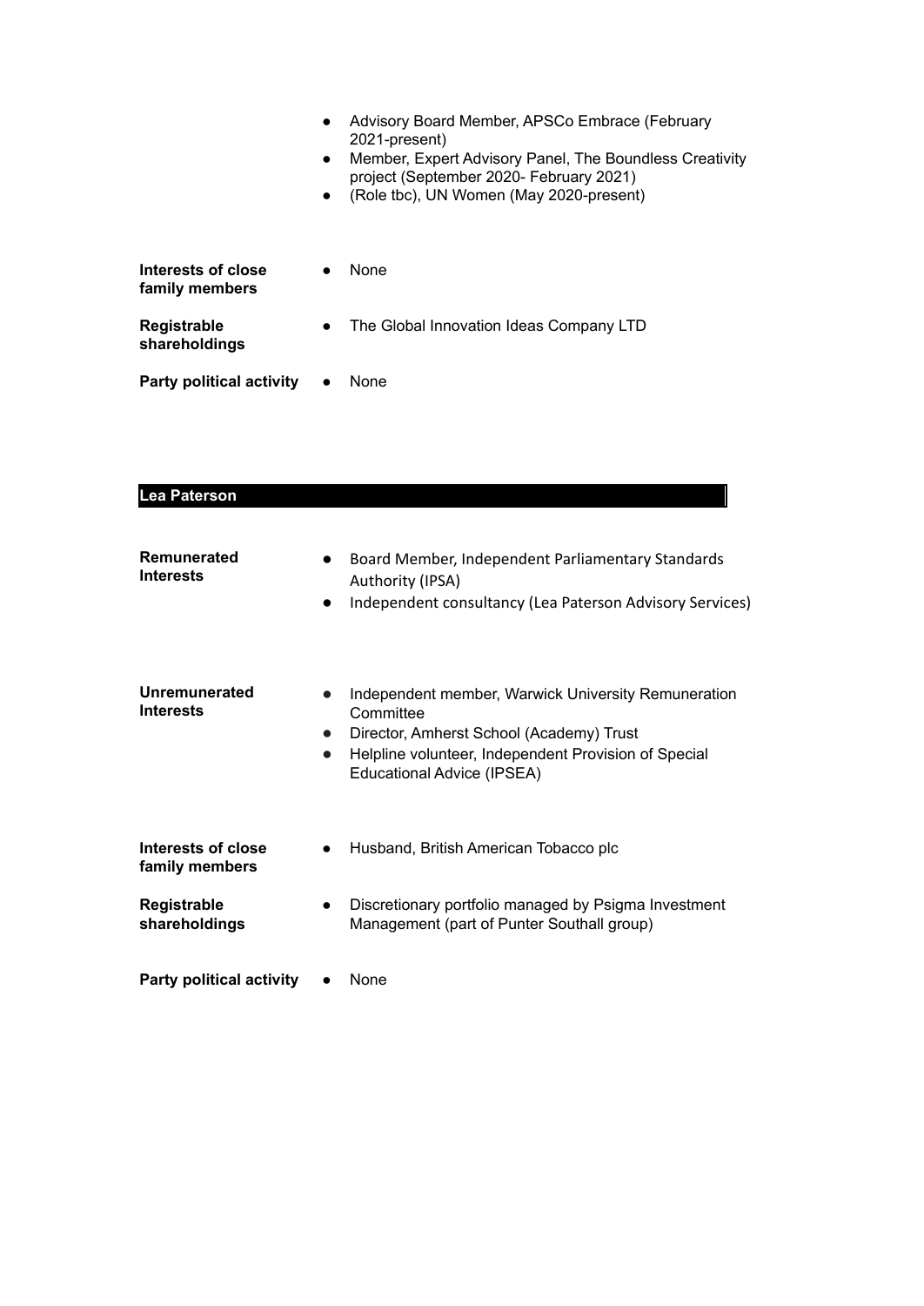- Advisory Board Member, APSCo Embrace (February 2021-present)
- Member, Expert Advisory Panel, The Boundless Creativity project (September 2020- February 2021)
- (Role tbc), UN Women (May 2020-present)

| | |
|---|---|
| **Interests of close family members** | • None |
| **Registrable shareholdings** | • The Global Innovation Ideas Company LTD |
| **Party political activity** | • None |

## Lea Paterson

| | |
|---|---|
| **Remunerated Interests** | • Board Member, Independent Parliamentary Standards Authority (IPSA)<br>• Independent consultancy (Lea Paterson Advisory Services) |
| **Unremunerated Interests** | • Independent member, Warwick University Remuneration Committee<br>• Director, Amherst School (Academy) Trust<br>• Helpline volunteer, Independent Provision of Special Educational Advice (IPSEA) |
| **Interests of close family members** | • Husband, British American Tobacco plc |
| **Registrable shareholdings** | • Discretionary portfolio managed by Psigma Investment Management (part of Punter Southall group) |
| **Party political activity** | • None |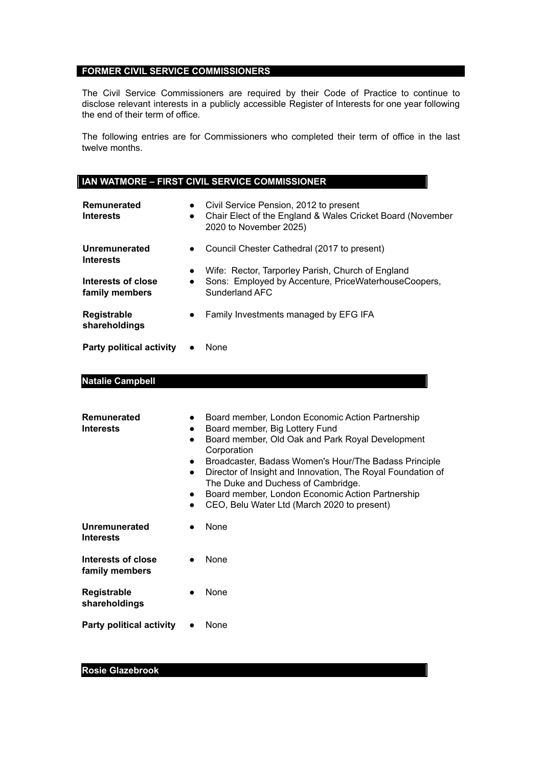## FORMER CIVIL SERVICE COMMISSIONERS

The Civil Service Commissioners are required by their Code of Practice to continue to disclose relevant interests in a publicly accessible Register of Interests for one year following the end of their term of office.

The following entries are for Commissioners who completed their term of office in the last twelve months.

### IAN WATMORE – FIRST CIVIL SERVICE COMMISSIONER

| | |
|---|---|
| **Remunerated Interests** | • Civil Service Pension, 2012 to present<br>• Chair Elect of the England & Wales Cricket Board (November 2020 to November 2025) |
| **Unremunerated Interests** | • Council Chester Cathedral (2017 to present) |
| **Interests of close family members** | • Wife: Rector, Tarporley Parish, Church of England<br>• Sons: Employed by Accenture, PriceWaterhouseCoopers, Sunderland AFC |
| **Registrable shareholdings** | • Family Investments managed by EFG IFA |
| **Party political activity** | • None |

### Natalie Campbell

| | |
|---|---|
| **Remunerated Interests** | • Board member, London Economic Action Partnership<br>• Board member, Big Lottery Fund<br>• Board member, Old Oak and Park Royal Development Corporation<br>• Broadcaster, Badass Women's Hour/The Badass Principle<br>• Director of Insight and Innovation, The Royal Foundation of The Duke and Duchess of Cambridge.<br>• Board member, London Economic Action Partnership<br>• CEO, Belu Water Ltd (March 2020 to present) |
| **Unremunerated Interests** | • None |
| **Interests of close family members** | • None |
| **Registrable shareholdings** | • None |
| **Party political activity** | • None |

### Rosie Glazebrook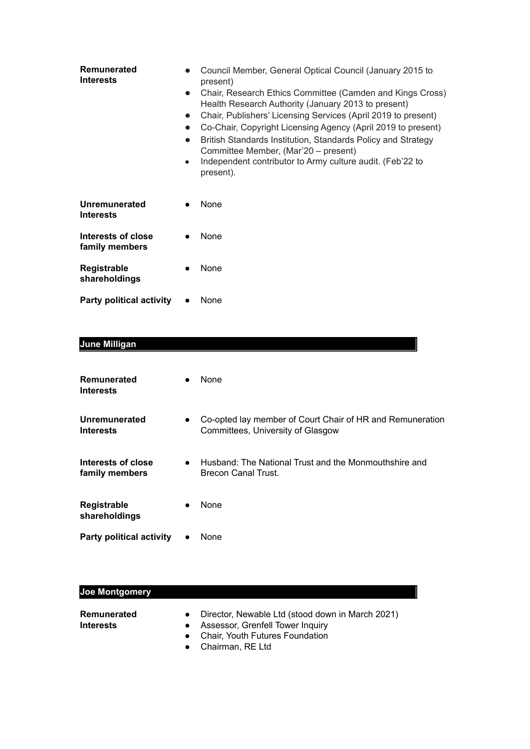**Remunerated Interests**

- Council Member, General Optical Council (January 2015 to present)
- Chair, Research Ethics Committee (Camden and Kings Cross) Health Research Authority (January 2013 to present)
- Chair, Publishers' Licensing Services (April 2019 to present)
- Co-Chair, Copyright Licensing Agency (April 2019 to present)
- British Standards Institution, Standards Policy and Strategy Committee Member, (Mar'20 – present)
- Independent contributor to Army culture audit. (Feb'22 to present).

**Unremunerated Interests**

- None

**Interests of close family members**

- None

**Registrable shareholdings**

- None

**Party political activity**

- None

## June Milligan

**Remunerated Interests**

- None

**Unremunerated Interests**

- Co-opted lay member of Court Chair of HR and Remuneration Committees, University of Glasgow

**Interests of close family members**

- Husband: The National Trust and the Monmouthshire and Brecon Canal Trust.

**Registrable shareholdings**

- None

**Party political activity**

- None

## Joe Montgomery

**Remunerated Interests**

- Director, Newable Ltd (stood down in March 2021)
- Assessor, Grenfell Tower Inquiry
- Chair, Youth Futures Foundation
- Chairman, RE Ltd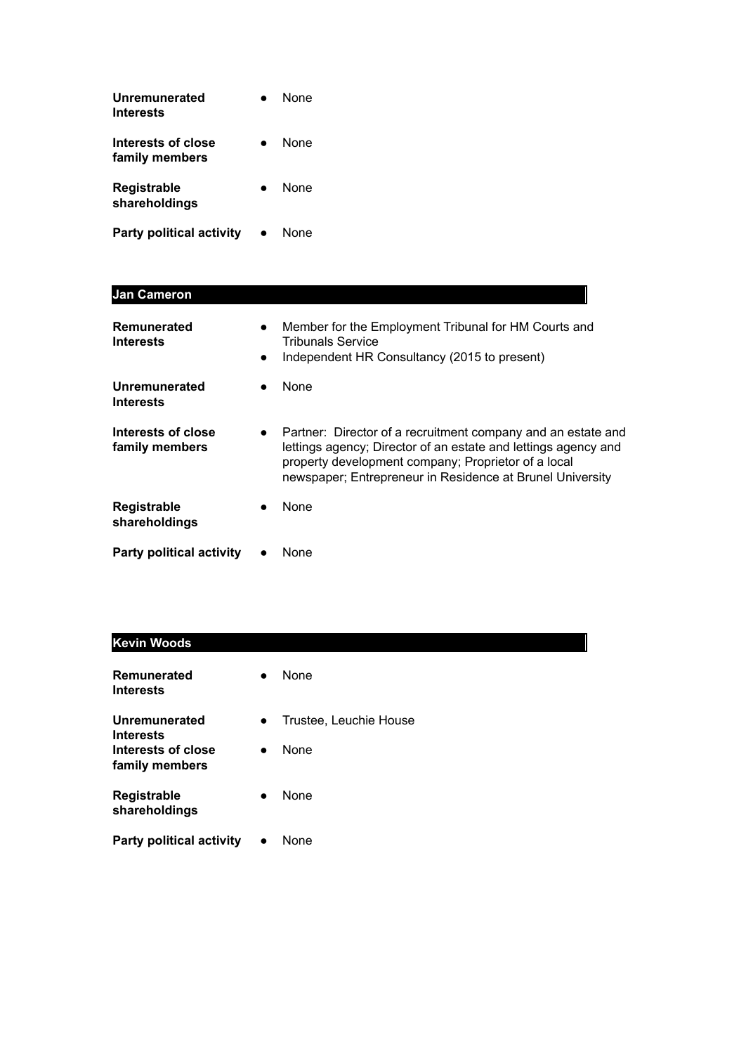| | |
|---|---|
| **Unremunerated Interests** | • None |
| **Interests of close family members** | • None |
| **Registrable shareholdings** | • None |
| **Party political activity** | • None |

## Jan Cameron

| | |
|---|---|
| **Remunerated Interests** | • Member for the Employment Tribunal for HM Courts and Tribunals Service<br>• Independent HR Consultancy (2015 to present) |
| **Unremunerated Interests** | • None |
| **Interests of close family members** | • Partner: Director of a recruitment company and an estate and lettings agency; Director of an estate and lettings agency and property development company; Proprietor of a local newspaper; Entrepreneur in Residence at Brunel University |
| **Registrable shareholdings** | • None |
| **Party political activity** | • None |

## Kevin Woods

| | |
|---|---|
| **Remunerated Interests** | • None |
| **Unremunerated Interests** | • Trustee, Leuchie House |
| **Interests of close family members** | • None |
| **Registrable shareholdings** | • None |
| **Party political activity** | • None |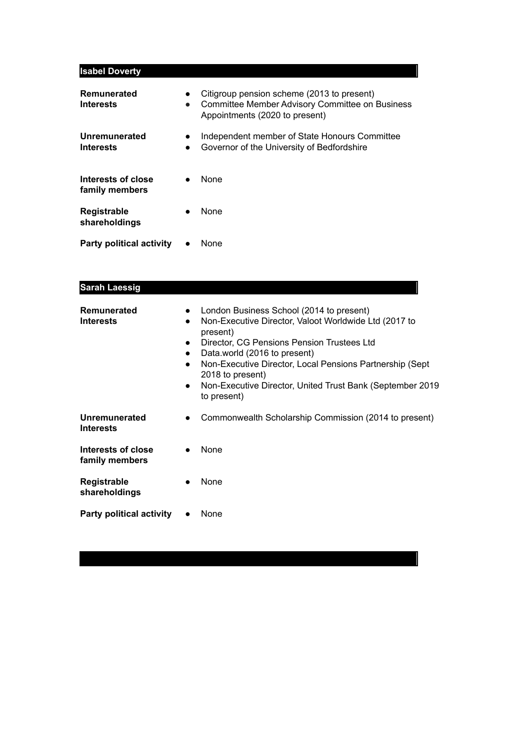## Isabel Doverty

**Remunerated Interests**

- Citigroup pension scheme (2013 to present)
- Committee Member Advisory Committee on Business Appointments (2020 to present)

**Unremunerated Interests**

- Independent member of State Honours Committee
- Governor of the University of Bedfordshire

**Interests of close family members**

- None

**Registrable shareholdings**

- None

**Party political activity**

- None

## Sarah Laessig

**Remunerated Interests**

- London Business School (2014 to present)
- Non-Executive Director, Valoot Worldwide Ltd (2017 to present)
- Director, CG Pensions Pension Trustees Ltd
- Data.world (2016 to present)
- Non-Executive Director, Local Pensions Partnership (Sept 2018 to present)
- Non-Executive Director, United Trust Bank (September 2019 to present)

**Unremunerated Interests**

- Commonwealth Scholarship Commission (2014 to present)

**Interests of close family members**

- None

**Registrable shareholdings**

- None

**Party political activity**

- None